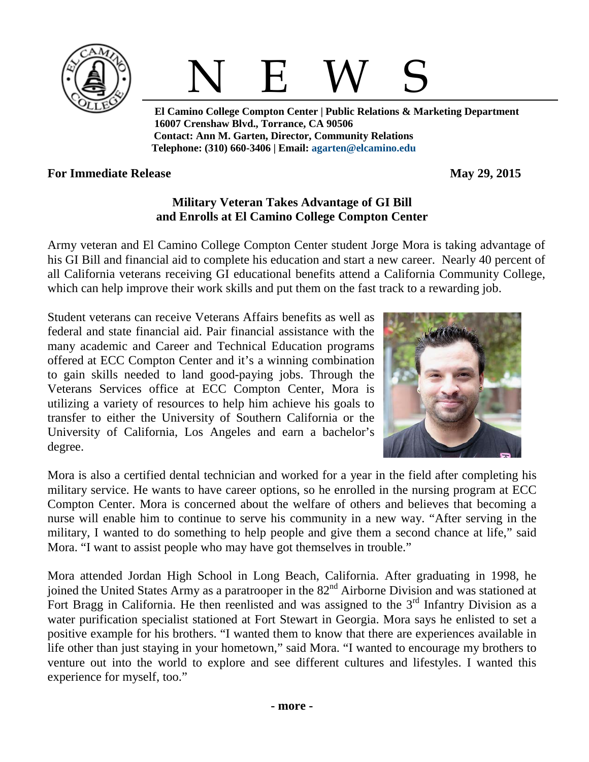# N E W S

**El Camino College Compton Center | Public Relations & Marketing Department**
**16007 Crenshaw Blvd., Torrance, CA 90506**
**Contact: Ann M. Garten, Director, Community Relations**
**Telephone: (310) 660-3406 | Email: agarten@elcamino.edu**

**For Immediate Release** **May 29, 2015**

## Military Veteran Takes Advantage of GI Bill and Enrolls at El Camino College Compton Center

Army veteran and El Camino College Compton Center student Jorge Mora is taking advantage of his GI Bill and financial aid to complete his education and start a new career. Nearly 40 percent of all California veterans receiving GI educational benefits attend a California Community College, which can help improve their work skills and put them on the fast track to a rewarding job.

Student veterans can receive Veterans Affairs benefits as well as federal and state financial aid. Pair financial assistance with the many academic and Career and Technical Education programs offered at ECC Compton Center and it's a winning combination to gain skills needed to land good-paying jobs. Through the Veterans Services office at ECC Compton Center, Mora is utilizing a variety of resources to help him achieve his goals to transfer to either the University of Southern California or the University of California, Los Angeles and earn a bachelor's degree.

Mora is also a certified dental technician and worked for a year in the field after completing his military service. He wants to have career options, so he enrolled in the nursing program at ECC Compton Center. Mora is concerned about the welfare of others and believes that becoming a nurse will enable him to continue to serve his community in a new way. "After serving in the military, I wanted to do something to help people and give them a second chance at life," said Mora. "I want to assist people who may have got themselves in trouble."

Mora attended Jordan High School in Long Beach, California. After graduating in 1998, he joined the United States Army as a paratrooper in the 82nd Airborne Division and was stationed at Fort Bragg in California. He then reenlisted and was assigned to the 3rd Infantry Division as a water purification specialist stationed at Fort Stewart in Georgia. Mora says he enlisted to set a positive example for his brothers. "I wanted them to know that there are experiences available in life other than just staying in your hometown," said Mora. "I wanted to encourage my brothers to venture out into the world to explore and see different cultures and lifestyles. I wanted this experience for myself, too."

**- more -**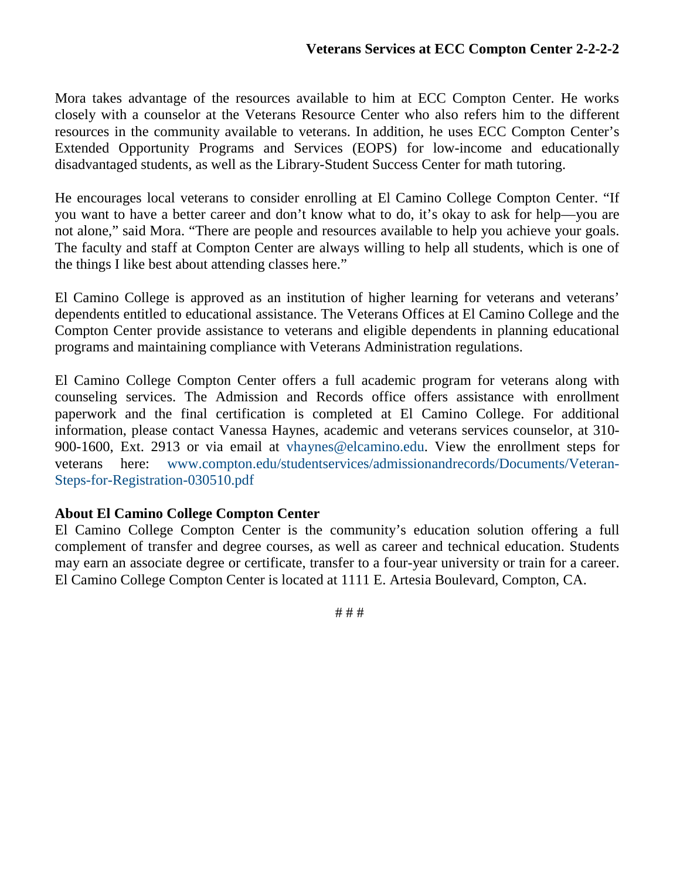Mora takes advantage of the resources available to him at ECC Compton Center. He works closely with a counselor at the Veterans Resource Center who also refers him to the different resources in the community available to veterans. In addition, he uses ECC Compton Center's Extended Opportunity Programs and Services (EOPS) for low-income and educationally disadvantaged students, as well as the Library-Student Success Center for math tutoring.

He encourages local veterans to consider enrolling at El Camino College Compton Center. "If you want to have a better career and don't know what to do, it's okay to ask for help—you are not alone," said Mora. "There are people and resources available to help you achieve your goals. The faculty and staff at Compton Center are always willing to help all students, which is one of the things I like best about attending classes here."

El Camino College is approved as an institution of higher learning for veterans and veterans' dependents entitled to educational assistance. The Veterans Offices at El Camino College and the Compton Center provide assistance to veterans and eligible dependents in planning educational programs and maintaining compliance with Veterans Administration regulations.

El Camino College Compton Center offers a full academic program for veterans along with counseling services. The Admission and Records office offers assistance with enrollment paperwork and the final certification is completed at El Camino College. For additional information, please contact Vanessa Haynes, academic and veterans services counselor, at 310-900-1600, Ext. 2913 or via email at vhaynes@elcamino.edu. View the enrollment steps for veterans here: www.compton.edu/studentservices/admissionandrecords/Documents/Veteran-Steps-for-Registration-030510.pdf

**About El Camino College Compton Center**

El Camino College Compton Center is the community's education solution offering a full complement of transfer and degree courses, as well as career and technical education. Students may earn an associate degree or certificate, transfer to a four-year university or train for a career. El Camino College Compton Center is located at 1111 E. Artesia Boulevard, Compton, CA.

# # #